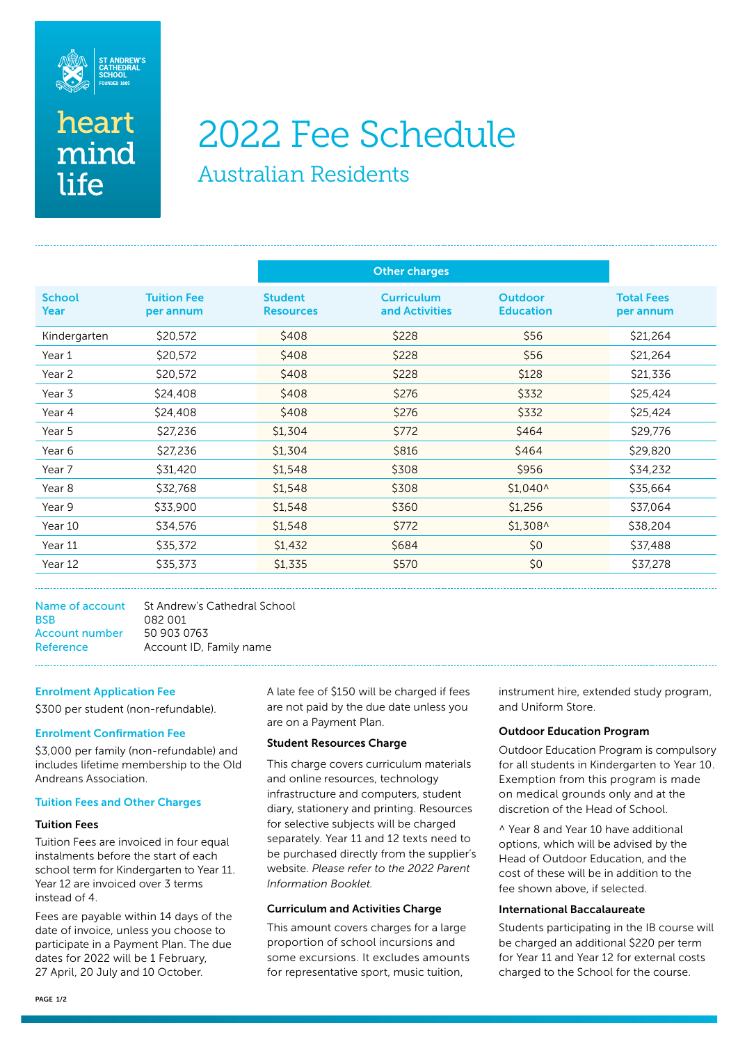ST ANDREW'S CATHEDRAL SCHOOL
FOUNDED 1885

heart
mind
life

# 2022 Fee Schedule

## Australian Residents

| School Year | Tuition Fee per annum | Other charges | | | Total Fees per annum |
|---|---|---|---|---|---|
| | | Student Resources | Curriculum and Activities | Outdoor Education | |
| Kindergarten | $20,572 | $408 | $228 | $56 | $21,264 |
| Year 1 | $20,572 | $408 | $228 | $56 | $21,264 |
| Year 2 | $20,572 | $408 | $228 | $128 | $21,336 |
| Year 3 | $24,408 | $408 | $276 | $332 | $25,424 |
| Year 4 | $24,408 | $408 | $276 | $332 | $25,424 |
| Year 5 | $27,236 | $1,304 | $772 | $464 | $29,776 |
| Year 6 | $27,236 | $1,304 | $816 | $464 | $29,820 |
| Year 7 | $31,420 | $1,548 | $308 | $956 | $34,232 |
| Year 8 | $32,768 | $1,548 | $308 | $1,040^ | $35,664 |
| Year 9 | $33,900 | $1,548 | $360 | $1,256 | $37,064 |
| Year 10 | $34,576 | $1,548 | $772 | $1,308^ | $38,204 |
| Year 11 | $35,372 | $1,432 | $684 | $0 | $37,488 |
| Year 12 | $35,373 | $1,335 | $570 | $0 | $37,278 |

| | |
|---|---|
| Name of account | St Andrew's Cathedral School |
| BSB | 082 001 |
| Account number | 50 903 0763 |
| Reference | Account ID, Family name |

### Enrolment Application Fee

$300 per student (non-refundable).

### Enrolment Confirmation Fee

$3,000 per family (non-refundable) and includes lifetime membership to the Old Andreans Association.

### Tuition Fees and Other Charges

**Tuition Fees**

Tuition Fees are invoiced in four equal instalments before the start of each school term for Kindergarten to Year 11. Year 12 are invoiced over 3 terms instead of 4.

Fees are payable within 14 days of the date of invoice, unless you choose to participate in a Payment Plan. The due dates for 2022 will be 1 February, 27 April, 20 July and 10 October.

A late fee of $150 will be charged if fees are not paid by the due date unless you are on a Payment Plan.

**Student Resources Charge**

This charge covers curriculum materials and online resources, technology infrastructure and computers, student diary, stationery and printing. Resources for selective subjects will be charged separately. Year 11 and 12 texts need to be purchased directly from the supplier's website. *Please refer to the 2022 Parent Information Booklet.*

**Curriculum and Activities Charge**

This amount covers charges for a large proportion of school incursions and some excursions. It excludes amounts for representative sport, music tuition, instrument hire, extended study program, and Uniform Store.

**Outdoor Education Program**

Outdoor Education Program is compulsory for all students in Kindergarten to Year 10. Exemption from this program is made on medical grounds only and at the discretion of the Head of School.

^ Year 8 and Year 10 have additional options, which will be advised by the Head of Outdoor Education, and the cost of these will be in addition to the fee shown above, if selected.

**International Baccalaureate**

Students participating in the IB course will be charged an additional $220 per term for Year 11 and Year 12 for external costs charged to the School for the course.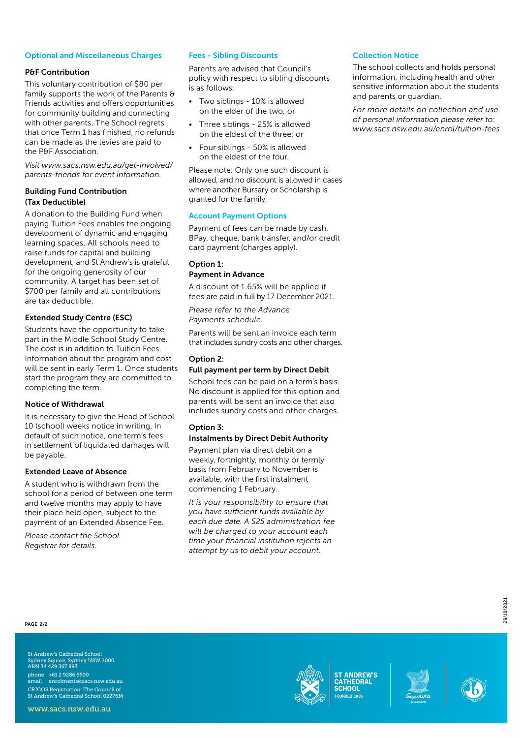## Optional and Miscellaneous Charges

### P&F Contribution

This voluntary contribution of $80 per family supports the work of the Parents & Friends activities and offers opportunities for community building and connecting with other parents. The School regrets that once Term 1 has finished, no refunds can be made as the levies are paid to the P&F Association.

*Visit www.sacs.nsw.edu.au/get-involved/parents-friends for event information.*

### Building Fund Contribution (Tax Deductible)

A donation to the Building Fund when paying Tuition Fees enables the ongoing development of dynamic and engaging learning spaces. All schools need to raise funds for capital and building development, and St Andrew's is grateful for the ongoing generosity of our community. A target has been set of $700 per family and all contributions are tax deductible.

### Extended Study Centre (ESC)

Students have the opportunity to take part in the Middle School Study Centre. The cost is in addition to Tuition Fees. Information about the program and cost will be sent in early Term 1. Once students start the program they are committed to completing the term.

### Notice of Withdrawal

It is necessary to give the Head of School 10 (school) weeks notice in writing. In default of such notice, one term's fees in settlement of liquidated damages will be payable.

### Extended Leave of Absence

A student who is withdrawn from the school for a period of between one term and twelve months may apply to have their place held open, subject to the payment of an Extended Absence Fee.

*Please contact the School Registrar for details.*

## Fees - Sibling Discounts

Parents are advised that Council's policy with respect to sibling discounts is as follows:

- Two siblings - 10% is allowed on the elder of the two; or
- Three siblings - 25% is allowed on the eldest of the three; or
- Four siblings - 50% is allowed on the eldest of the four.

Please note: Only one such discount is allowed, and no discount is allowed in cases where another Bursary or Scholarship is granted for the family.

## Account Payment Options

Payment of fees can be made by cash, BPay, cheque, bank transfer, and/or credit card payment (charges apply).

### Option 1: Payment in Advance

A discount of 1.65% will be applied if fees are paid in full by 17 December 2021.

*Please refer to the Advance Payments schedule.*

Parents will be sent an invoice each term that includes sundry costs and other charges.

### Option 2: Full payment per term by Direct Debit

School fees can be paid on a term's basis. No discount is applied for this option and parents will be sent an invoice that also includes sundry costs and other charges.

### Option 3: Instalments by Direct Debit Authority

Payment plan via direct debit on a weekly, fortnightly, monthly or termly basis from February to November is available, with the first instalment commencing 1 February.

*It is your responsibility to ensure that you have sufficient funds available by each due date. A $25 administration fee will be charged to your account each time your financial institution rejects an attempt by us to debit your account.*

## Collection Notice

The school collects and holds personal information, including health and other sensitive information about the students and parents or guardian.

*For more details on collection and use of personal information please refer to: www.sacs.nsw.edu.au/enrol/tuition-fees*

St Andrew's Cathedral School
Sydney Square, Sydney NSW 2000
ABN 34 429 367 893

phone +61 2 9286 9500
email enrolments@sacs.nsw.edu.au

CRICOS Registration: The Council of St Andrew's Cathedral School 02276M

www.sacs.nsw.edu.au

29/10/2021